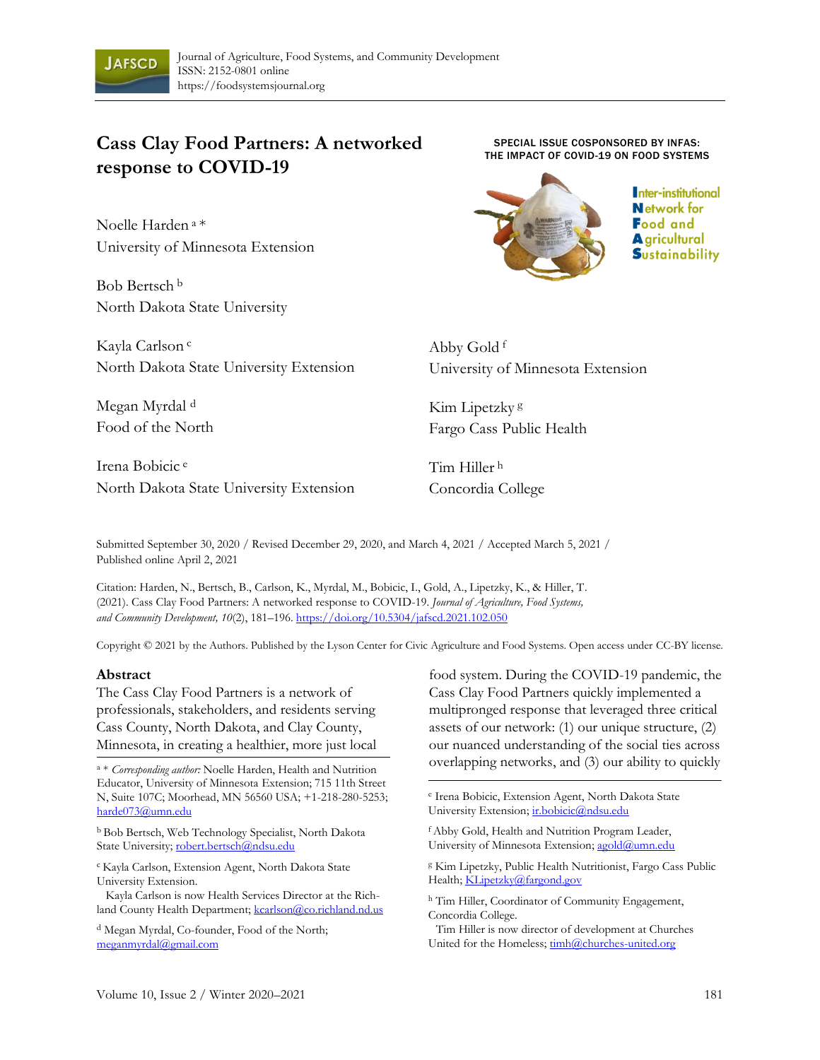Journal of Agriculture, Food Systems, and Community Development
ISSN: 2152-0801 online
https://foodsystemsjournal.org

# Cass Clay Food Partners: A networked response to COVID-19

SPECIAL ISSUE COSPONSORED BY INFAS: THE IMPACT OF COVID-19 ON FOOD SYSTEMS

Inter-institutional Network for Food and Agricultural Sustainability

Noelle Harden [a] *
University of Minnesota Extension

Bob Bertsch [b]
North Dakota State University

Kayla Carlson [c]
North Dakota State University Extension

Megan Myrdal [d]
Food of the North

Irena Bobicic [e]
North Dakota State University Extension

Abby Gold [f]
University of Minnesota Extension

Kim Lipetzky [g]
Fargo Cass Public Health

Tim Hiller [h]
Concordia College

Submitted September 30, 2020 / Revised December 29, 2020, and March 4, 2021 / Accepted March 5, 2021 / Published online April 2, 2021

Citation: Harden, N., Bertsch, B., Carlson, K., Myrdal, M., Bobicic, I., Gold, A., Lipetzky, K., & Hiller, T. (2021). Cass Clay Food Partners: A networked response to COVID-19. *Journal of Agriculture, Food Systems, and Community Development, 10*(2), 181–196. https://doi.org/10.5304/jafscd.2021.102.050

Copyright © 2021 by the Authors. Published by the Lyson Center for Civic Agriculture and Food Systems. Open access under CC-BY license.

## Abstract

The Cass Clay Food Partners is a network of professionals, stakeholders, and residents serving Cass County, North Dakota, and Clay County, Minnesota, in creating a healthier, more just local food system. During the COVID-19 pandemic, the Cass Clay Food Partners quickly implemented a multipronged response that leveraged three critical assets of our network: (1) our unique structure, (2) our nuanced understanding of the social ties across overlapping networks, and (3) our ability to quickly

---

[a] * *Corresponding author:* Noelle Harden, Health and Nutrition Educator, University of Minnesota Extension; 715 11th Street N, Suite 107C; Moorhead, MN 56560 USA; +1-218-280-5253; harde073@umn.edu

[b] Bob Bertsch, Web Technology Specialist, North Dakota State University; robert.bertsch@ndsu.edu

[c] Kayla Carlson, Extension Agent, North Dakota State University Extension.
Kayla Carlson is now Health Services Director at the Richland County Health Department; kcarlson@co.richland.nd.us

[d] Megan Myrdal, Co-founder, Food of the North; meganmyrdal@gmail.com

[e] Irena Bobicic, Extension Agent, North Dakota State University Extension; ir.bobicic@ndsu.edu

[f] Abby Gold, Health and Nutrition Program Leader, University of Minnesota Extension; agold@umn.edu

[g] Kim Lipetzky, Public Health Nutritionist, Fargo Cass Public Health; KLipetzky@fargond.gov

[h] Tim Hiller, Coordinator of Community Engagement, Concordia College.
Tim Hiller is now director of development at Churches United for the Homeless; timh@churches-united.org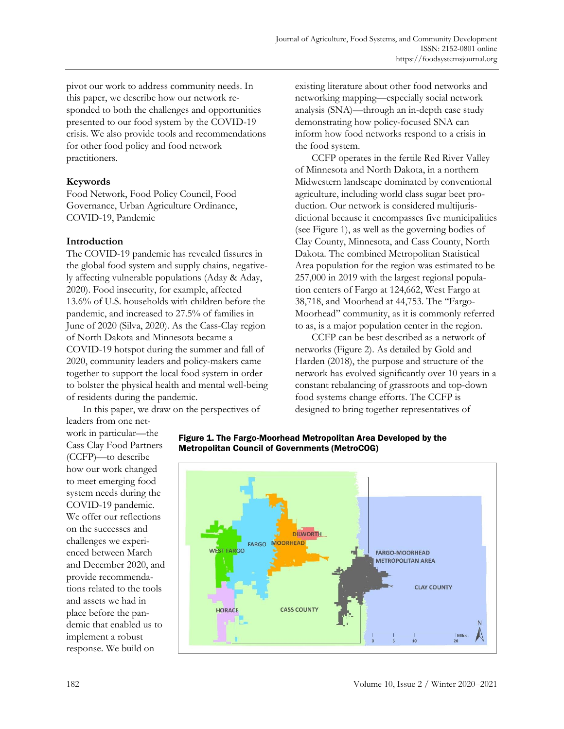pivot our work to address community needs. In this paper, we describe how our network responded to both the challenges and opportunities presented to our food system by the COVID-19 crisis. We also provide tools and recommendations for other food policy and food network practitioners.

## Keywords

Food Network, Food Policy Council, Food Governance, Urban Agriculture Ordinance, COVID-19, Pandemic

## Introduction

The COVID-19 pandemic has revealed fissures in the global food system and supply chains, negatively affecting vulnerable populations (Aday & Aday, 2020). Food insecurity, for example, affected 13.6% of U.S. households with children before the pandemic, and increased to 27.5% of families in June of 2020 (Silva, 2020). As the Cass-Clay region of North Dakota and Minnesota became a COVID-19 hotspot during the summer and fall of 2020, community leaders and policy-makers came together to support the local food system in order to bolster the physical health and mental well-being of residents during the pandemic.

In this paper, we draw on the perspectives of leaders from one network in particular—the Cass Clay Food Partners (CCFP)—to describe how our work changed to meet emerging food system needs during the COVID-19 pandemic. We offer our reflections on the successes and challenges we experienced between March and December 2020, and provide recommendations related to the tools and assets we had in place before the pandemic that enabled us to implement a robust response. We build on existing literature about other food networks and networking mapping—especially social network analysis (SNA)—through an in-depth case study demonstrating how policy-focused SNA can inform how food networks respond to a crisis in the food system.

CCFP operates in the fertile Red River Valley of Minnesota and North Dakota, in a northern Midwestern landscape dominated by conventional agriculture, including world class sugar beet production. Our network is considered multijurisdictional because it encompasses five municipalities (see Figure 1), as well as the governing bodies of Clay County, Minnesota, and Cass County, North Dakota. The combined Metropolitan Statistical Area population for the region was estimated to be 257,000 in 2019 with the largest regional population centers of Fargo at 124,662, West Fargo at 38,718, and Moorhead at 44,753. The "Fargo-Moorhead" community, as it is commonly referred to as, is a major population center in the region.

CCFP can be best described as a network of networks (Figure 2). As detailed by Gold and Harden (2018), the purpose and structure of the network has evolved significantly over 10 years in a constant rebalancing of grassroots and top-down food systems change efforts. The CCFP is designed to bring together representatives of

**Figure 1. The Fargo-Moorhead Metropolitan Area Developed by the Metropolitan Council of Governments (MetroCOG)**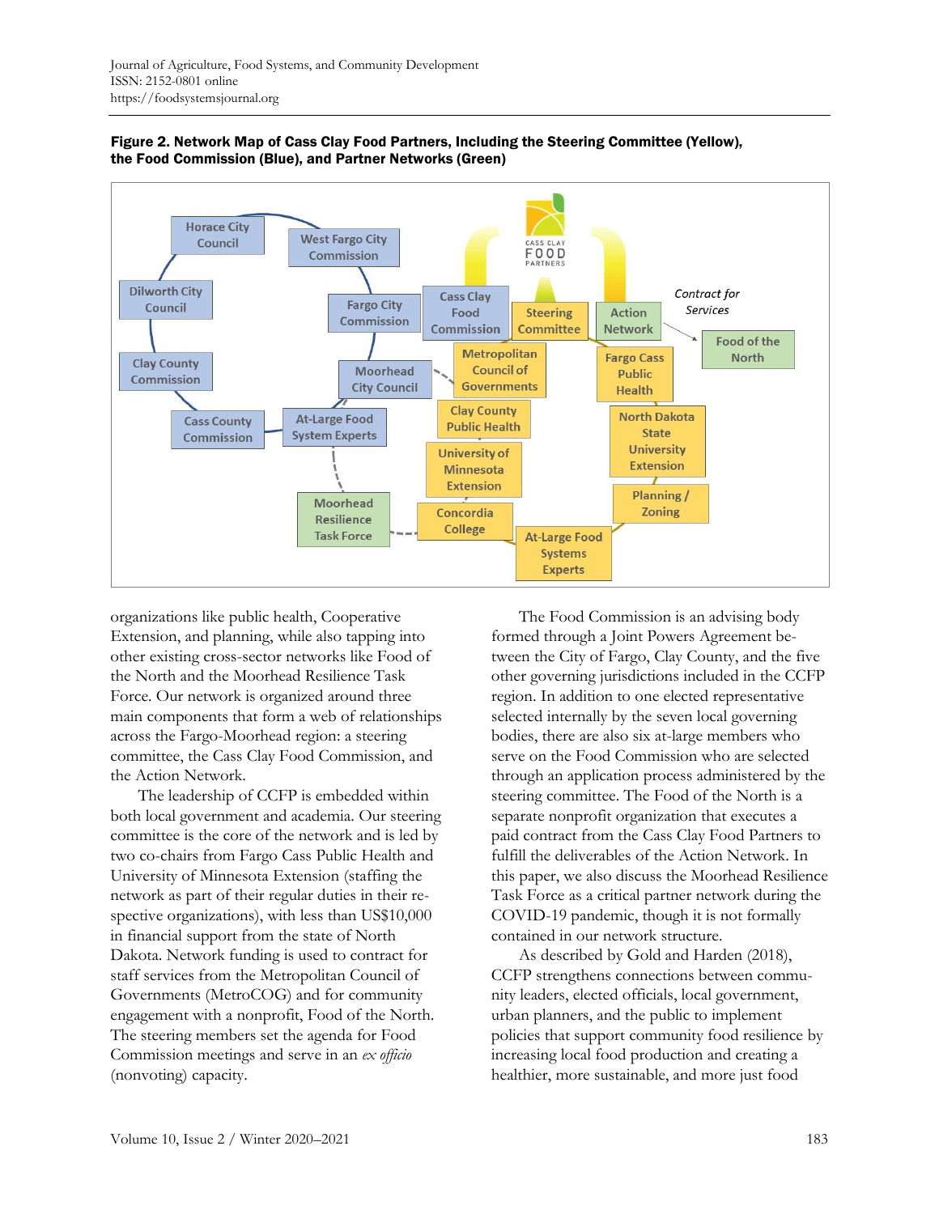**Figure 2. Network Map of Cass Clay Food Partners, Including the Steering Committee (Yellow), the Food Commission (Blue), and Partner Networks (Green)**

organizations like public health, Cooperative Extension, and planning, while also tapping into other existing cross-sector networks like Food of the North and the Moorhead Resilience Task Force. Our network is organized around three main components that form a web of relationships across the Fargo-Moorhead region: a steering committee, the Cass Clay Food Commission, and the Action Network.

The leadership of CCFP is embedded within both local government and academia. Our steering committee is the core of the network and is led by two co-chairs from Fargo Cass Public Health and University of Minnesota Extension (staffing the network as part of their regular duties in their respective organizations), with less than US$10,000 in financial support from the state of North Dakota. Network funding is used to contract for staff services from the Metropolitan Council of Governments (MetroCOG) and for community engagement with a nonprofit, Food of the North. The steering members set the agenda for Food Commission meetings and serve in an *ex officio* (nonvoting) capacity.

The Food Commission is an advising body formed through a Joint Powers Agreement between the City of Fargo, Clay County, and the five other governing jurisdictions included in the CCFP region. In addition to one elected representative selected internally by the seven local governing bodies, there are also six at-large members who serve on the Food Commission who are selected through an application process administered by the steering committee. The Food of the North is a separate nonprofit organization that executes a paid contract from the Cass Clay Food Partners to fulfill the deliverables of the Action Network. In this paper, we also discuss the Moorhead Resilience Task Force as a critical partner network during the COVID-19 pandemic, though it is not formally contained in our network structure.

As described by Gold and Harden (2018), CCFP strengthens connections between community leaders, elected officials, local government, urban planners, and the public to implement policies that support community food resilience by increasing local food production and creating a healthier, more sustainable, and more just food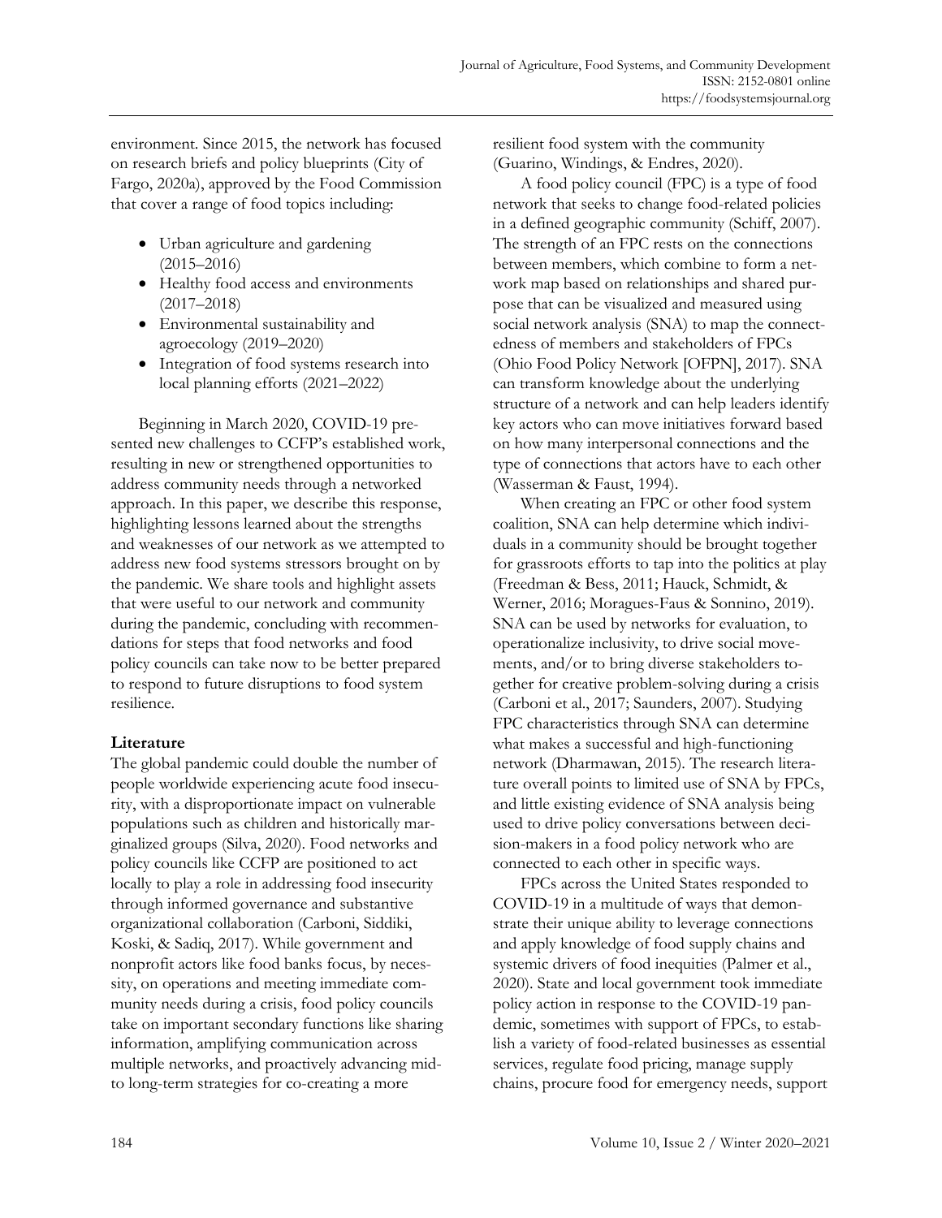environment. Since 2015, the network has focused on research briefs and policy blueprints (City of Fargo, 2020a), approved by the Food Commission that cover a range of food topics including:

- Urban agriculture and gardening (2015–2016)
- Healthy food access and environments (2017–2018)
- Environmental sustainability and agroecology (2019–2020)
- Integration of food systems research into local planning efforts (2021–2022)

Beginning in March 2020, COVID-19 presented new challenges to CCFP's established work, resulting in new or strengthened opportunities to address community needs through a networked approach. In this paper, we describe this response, highlighting lessons learned about the strengths and weaknesses of our network as we attempted to address new food systems stressors brought on by the pandemic. We share tools and highlight assets that were useful to our network and community during the pandemic, concluding with recommendations for steps that food networks and food policy councils can take now to be better prepared to respond to future disruptions to food system resilience.

## Literature

The global pandemic could double the number of people worldwide experiencing acute food insecurity, with a disproportionate impact on vulnerable populations such as children and historically marginalized groups (Silva, 2020). Food networks and policy councils like CCFP are positioned to act locally to play a role in addressing food insecurity through informed governance and substantive organizational collaboration (Carboni, Siddiki, Koski, & Sadiq, 2017). While government and nonprofit actors like food banks focus, by necessity, on operations and meeting immediate community needs during a crisis, food policy councils take on important secondary functions like sharing information, amplifying communication across multiple networks, and proactively advancing mid- to long-term strategies for co-creating a more resilient food system with the community (Guarino, Windings, & Endres, 2020).

A food policy council (FPC) is a type of food network that seeks to change food-related policies in a defined geographic community (Schiff, 2007). The strength of an FPC rests on the connections between members, which combine to form a network map based on relationships and shared purpose that can be visualized and measured using social network analysis (SNA) to map the connectedness of members and stakeholders of FPCs (Ohio Food Policy Network [OFPN], 2017). SNA can transform knowledge about the underlying structure of a network and can help leaders identify key actors who can move initiatives forward based on how many interpersonal connections and the type of connections that actors have to each other (Wasserman & Faust, 1994).

When creating an FPC or other food system coalition, SNA can help determine which individuals in a community should be brought together for grassroots efforts to tap into the politics at play (Freedman & Bess, 2011; Hauck, Schmidt, & Werner, 2016; Moragues-Faus & Sonnino, 2019). SNA can be used by networks for evaluation, to operationalize inclusivity, to drive social movements, and/or to bring diverse stakeholders together for creative problem-solving during a crisis (Carboni et al., 2017; Saunders, 2007). Studying FPC characteristics through SNA can determine what makes a successful and high-functioning network (Dharmawan, 2015). The research literature overall points to limited use of SNA by FPCs, and little existing evidence of SNA analysis being used to drive policy conversations between decision-makers in a food policy network who are connected to each other in specific ways.

FPCs across the United States responded to COVID-19 in a multitude of ways that demonstrate their unique ability to leverage connections and apply knowledge of food supply chains and systemic drivers of food inequities (Palmer et al., 2020). State and local government took immediate policy action in response to the COVID-19 pandemic, sometimes with support of FPCs, to establish a variety of food-related businesses as essential services, regulate food pricing, manage supply chains, procure food for emergency needs, support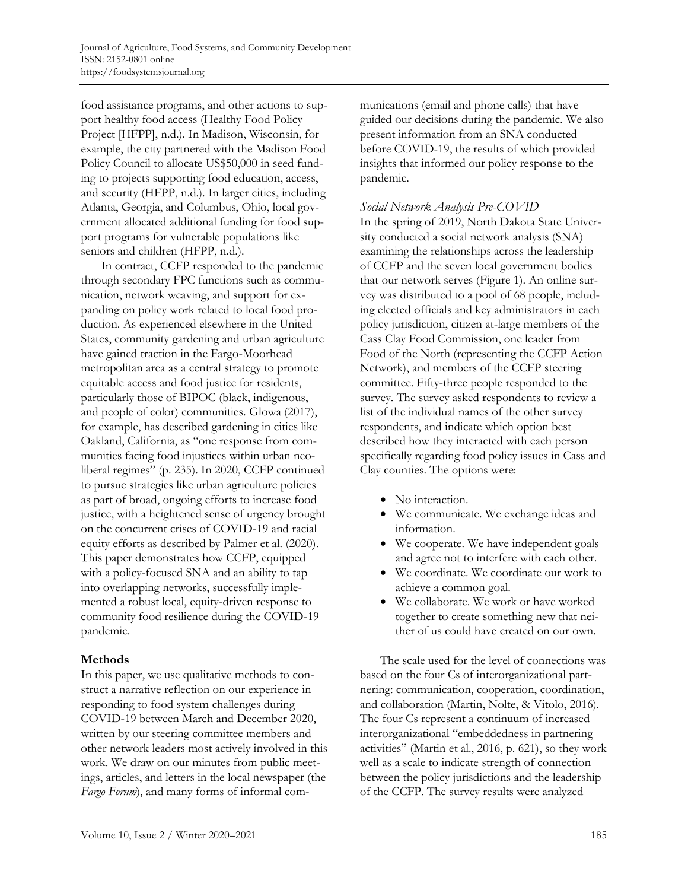food assistance programs, and other actions to support healthy food access (Healthy Food Policy Project [HFPP], n.d.). In Madison, Wisconsin, for example, the city partnered with the Madison Food Policy Council to allocate US$50,000 in seed funding to projects supporting food education, access, and security (HFPP, n.d.). In larger cities, including Atlanta, Georgia, and Columbus, Ohio, local government allocated additional funding for food support programs for vulnerable populations like seniors and children (HFPP, n.d.).

In contract, CCFP responded to the pandemic through secondary FPC functions such as communication, network weaving, and support for expanding on policy work related to local food production. As experienced elsewhere in the United States, community gardening and urban agriculture have gained traction in the Fargo-Moorhead metropolitan area as a central strategy to promote equitable access and food justice for residents, particularly those of BIPOC (black, indigenous, and people of color) communities. Glowa (2017), for example, has described gardening in cities like Oakland, California, as "one response from communities facing food injustices within urban neoliberal regimes" (p. 235). In 2020, CCFP continued to pursue strategies like urban agriculture policies as part of broad, ongoing efforts to increase food justice, with a heightened sense of urgency brought on the concurrent crises of COVID-19 and racial equity efforts as described by Palmer et al. (2020). This paper demonstrates how CCFP, equipped with a policy-focused SNA and an ability to tap into overlapping networks, successfully implemented a robust local, equity-driven response to community food resilience during the COVID-19 pandemic.

## Methods

In this paper, we use qualitative methods to construct a narrative reflection on our experience in responding to food system challenges during COVID-19 between March and December 2020, written by our steering committee members and other network leaders most actively involved in this work. We draw on our minutes from public meetings, articles, and letters in the local newspaper (the *Fargo Forum*), and many forms of informal communications (email and phone calls) that have guided our decisions during the pandemic. We also present information from an SNA conducted before COVID-19, the results of which provided insights that informed our policy response to the pandemic.

### *Social Network Analysis Pre-COVID*

In the spring of 2019, North Dakota State University conducted a social network analysis (SNA) examining the relationships across the leadership of CCFP and the seven local government bodies that our network serves (Figure 1). An online survey was distributed to a pool of 68 people, including elected officials and key administrators in each policy jurisdiction, citizen at-large members of the Cass Clay Food Commission, one leader from Food of the North (representing the CCFP Action Network), and members of the CCFP steering committee. Fifty-three people responded to the survey. The survey asked respondents to review a list of the individual names of the other survey respondents, and indicate which option best described how they interacted with each person specifically regarding food policy issues in Cass and Clay counties. The options were:

- No interaction.
- We communicate. We exchange ideas and information.
- We cooperate. We have independent goals and agree not to interfere with each other.
- We coordinate. We coordinate our work to achieve a common goal.
- We collaborate. We work or have worked together to create something new that neither of us could have created on our own.

The scale used for the level of connections was based on the four Cs of interorganizational partnering: communication, cooperation, coordination, and collaboration (Martin, Nolte, & Vitolo, 2016). The four Cs represent a continuum of increased interorganizational "embeddedness in partnering activities" (Martin et al., 2016, p. 621), so they work well as a scale to indicate strength of connection between the policy jurisdictions and the leadership of the CCFP. The survey results were analyzed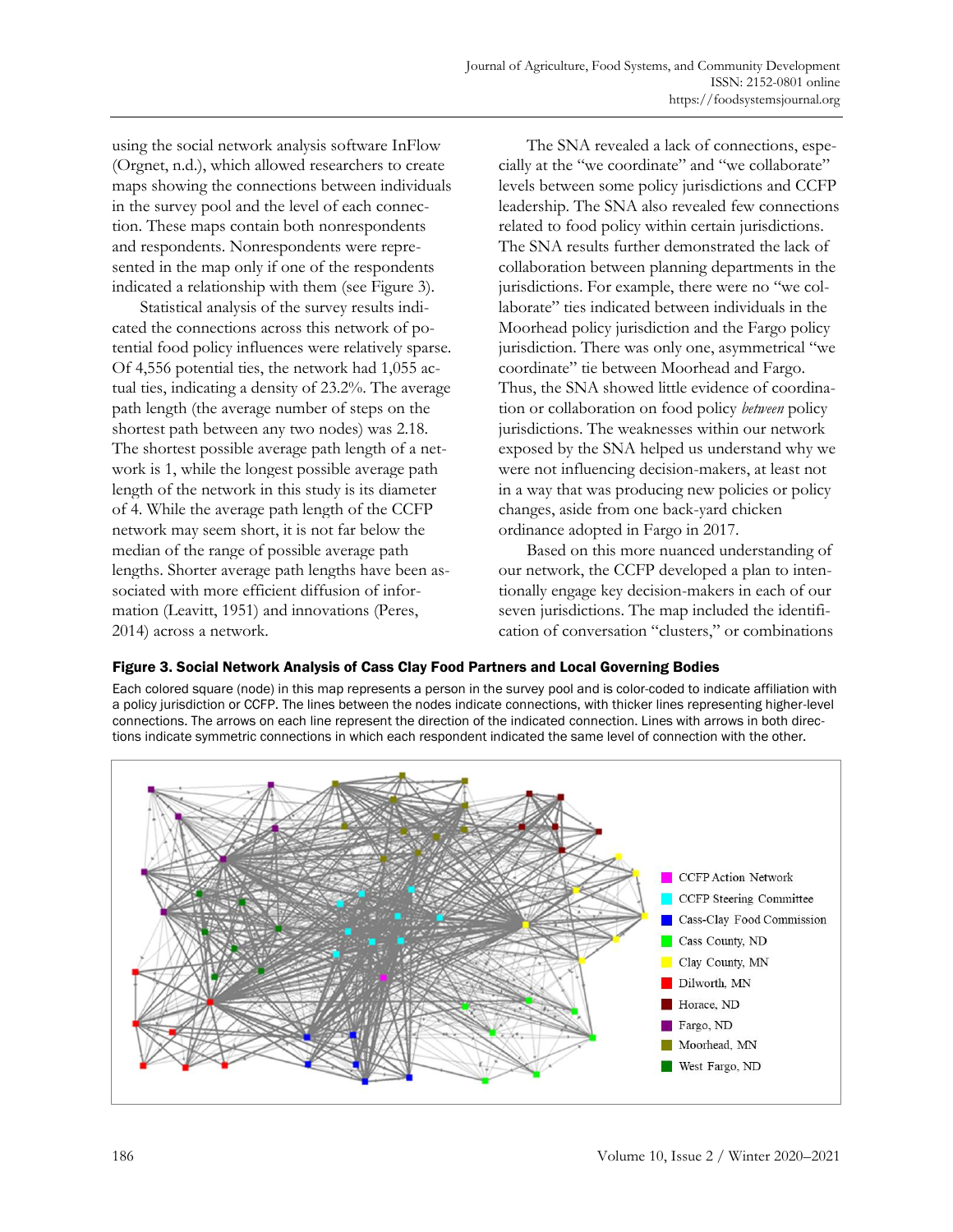using the social network analysis software InFlow (Orgnet, n.d.), which allowed researchers to create maps showing the connections between individuals in the survey pool and the level of each connection. These maps contain both nonrespondents and respondents. Nonrespondents were represented in the map only if one of the respondents indicated a relationship with them (see Figure 3).

Statistical analysis of the survey results indicated the connections across this network of potential food policy influences were relatively sparse. Of 4,556 potential ties, the network had 1,055 actual ties, indicating a density of 23.2%. The average path length (the average number of steps on the shortest path between any two nodes) was 2.18. The shortest possible average path length of a network is 1, while the longest possible average path length of the network in this study is its diameter of 4. While the average path length of the CCFP network may seem short, it is not far below the median of the range of possible average path lengths. Shorter average path lengths have been associated with more efficient diffusion of information (Leavitt, 1951) and innovations (Peres, 2014) across a network.

The SNA revealed a lack of connections, especially at the "we coordinate" and "we collaborate" levels between some policy jurisdictions and CCFP leadership. The SNA also revealed few connections related to food policy within certain jurisdictions. The SNA results further demonstrated the lack of collaboration between planning departments in the jurisdictions. For example, there were no "we collaborate" ties indicated between individuals in the Moorhead policy jurisdiction and the Fargo policy jurisdiction. There was only one, asymmetrical "we coordinate" tie between Moorhead and Fargo. Thus, the SNA showed little evidence of coordination or collaboration on food policy *between* policy jurisdictions. The weaknesses within our network exposed by the SNA helped us understand why we were not influencing decision-makers, at least not in a way that was producing new policies or policy changes, aside from one back-yard chicken ordinance adopted in Fargo in 2017.

Based on this more nuanced understanding of our network, the CCFP developed a plan to intentionally engage key decision-makers in each of our seven jurisdictions. The map included the identification of conversation "clusters," or combinations

**Figure 3. Social Network Analysis of Cass Clay Food Partners and Local Governing Bodies**

Each colored square (node) in this map represents a person in the survey pool and is color-coded to indicate affiliation with a policy jurisdiction or CCFP. The lines between the nodes indicate connections, with thicker lines representing higher-level connections. The arrows on each line represent the direction of the indicated connection. Lines with arrows in both directions indicate symmetric connections in which each respondent indicated the same level of connection with the other.

CCFP Action Network
CCFP Steering Committee
Cass-Clay Food Commission
Cass County, ND
Clay County, MN
Dilworth, MN
Horace, ND
Fargo, ND
Moorhead, MN
West Fargo, ND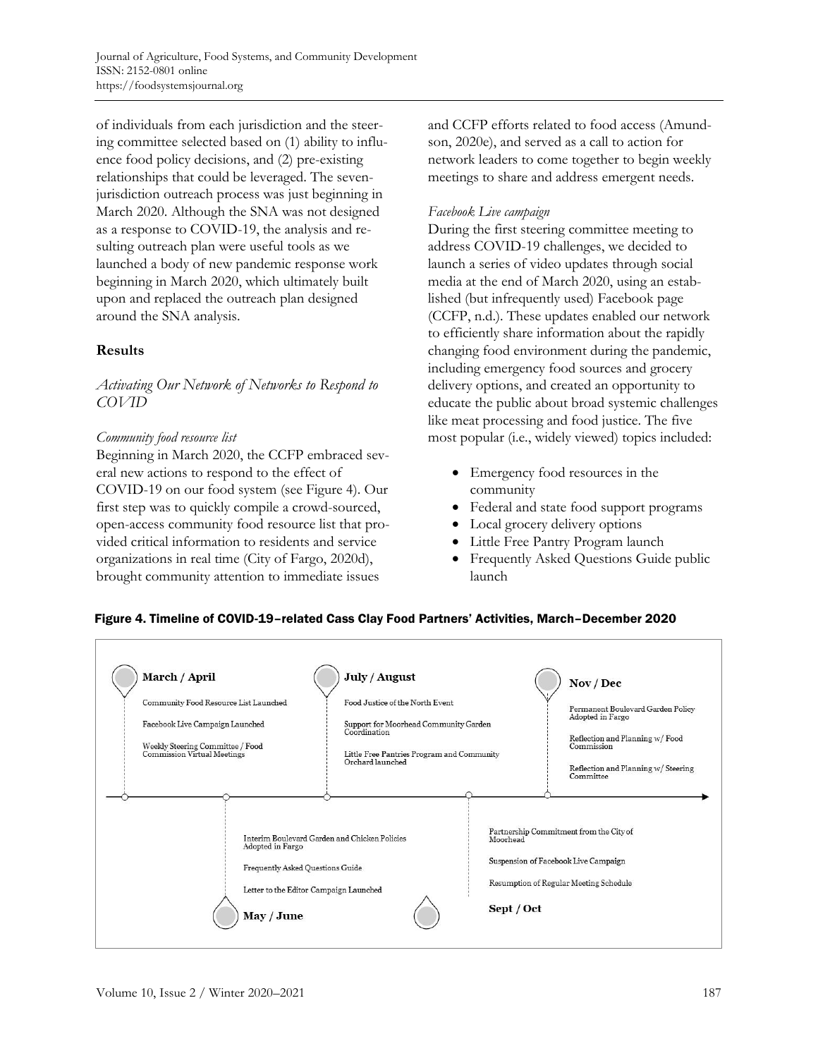of individuals from each jurisdiction and the steering committee selected based on (1) ability to influence food policy decisions, and (2) pre-existing relationships that could be leveraged. The seven-jurisdiction outreach process was just beginning in March 2020. Although the SNA was not designed as a response to COVID-19, the analysis and resulting outreach plan were useful tools as we launched a body of new pandemic response work beginning in March 2020, which ultimately built upon and replaced the outreach plan designed around the SNA analysis.

## Results

### *Activating Our Network of Networks to Respond to COVID*

#### *Community food resource list*

Beginning in March 2020, the CCFP embraced several new actions to respond to the effect of COVID-19 on our food system (see Figure 4). Our first step was to quickly compile a crowd-sourced, open-access community food resource list that provided critical information to residents and service organizations in real time (City of Fargo, 2020d), brought community attention to immediate issues and CCFP efforts related to food access (Amundson, 2020e), and served as a call to action for network leaders to come together to begin weekly meetings to share and address emergent needs.

#### *Facebook Live campaign*

During the first steering committee meeting to address COVID-19 challenges, we decided to launch a series of video updates through social media at the end of March 2020, using an established (but infrequently used) Facebook page (CCFP, n.d.). These updates enabled our network to efficiently share information about the rapidly changing food environment during the pandemic, including emergency food sources and grocery delivery options, and created an opportunity to educate the public about broad systemic challenges like meat processing and food justice. The five most popular (i.e., widely viewed) topics included:

- Emergency food resources in the community
- Federal and state food support programs
- Local grocery delivery options
- Little Free Pantry Program launch
- Frequently Asked Questions Guide public launch

**Figure 4. Timeline of COVID-19–related Cass Clay Food Partners' Activities, March–December 2020**

**March / April**
- Community Food Resource List Launched
- Facebook Live Campaign Launched
- Weekly Steering Committee / Food Commission Virtual Meetings

**May / June**
- Interim Boulevard Garden and Chicken Policies Adopted in Fargo
- Frequently Asked Questions Guide
- Letter to the Editor Campaign Launched

**July / August**
- Food Justice of the North Event
- Support for Moorhead Community Garden Coordination
- Little Free Pantries Program and Community Orchard launched

**Sept / Oct**
- Partnership Commitment from the City of Moorhead
- Suspension of Facebook Live Campaign
- Resumption of Regular Meeting Schedule

**Nov / Dec**
- Permanent Boulevard Garden Policy Adopted in Fargo
- Reflection and Planning w/ Food Commission
- Reflection and Planning w/ Steering Committee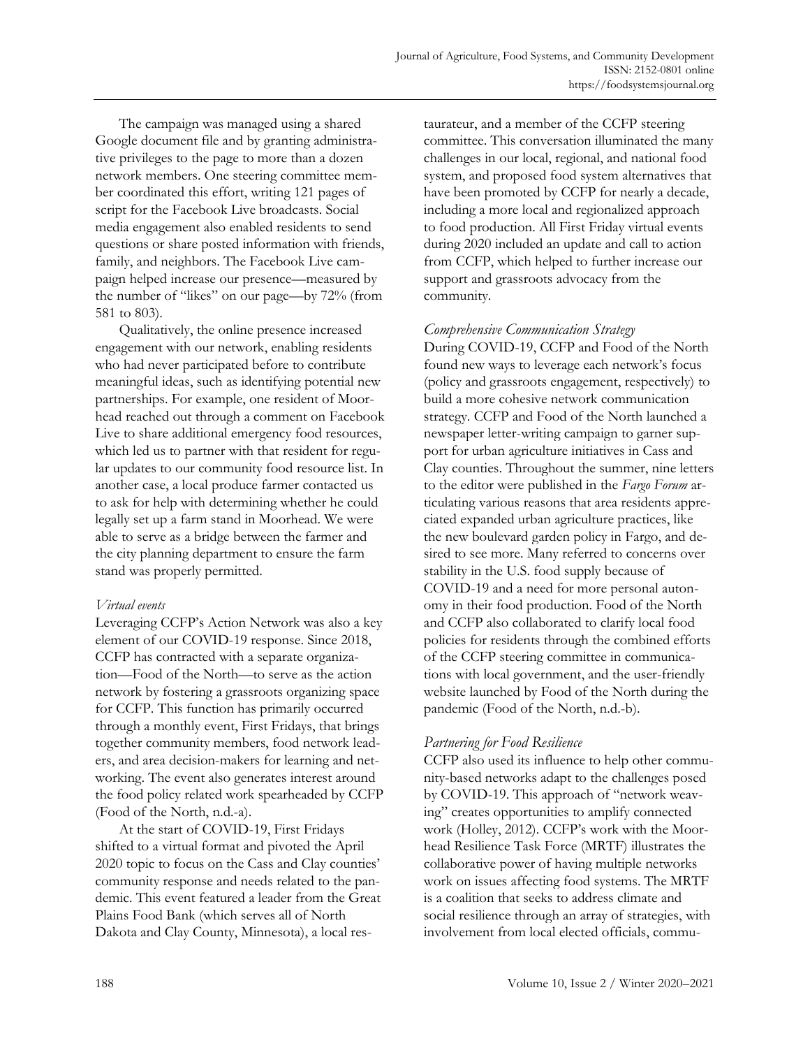The campaign was managed using a shared Google document file and by granting administrative privileges to the page to more than a dozen network members. One steering committee member coordinated this effort, writing 121 pages of script for the Facebook Live broadcasts. Social media engagement also enabled residents to send questions or share posted information with friends, family, and neighbors. The Facebook Live campaign helped increase our presence—measured by the number of "likes" on our page—by 72% (from 581 to 803).

Qualitatively, the online presence increased engagement with our network, enabling residents who had never participated before to contribute meaningful ideas, such as identifying potential new partnerships. For example, one resident of Moorhead reached out through a comment on Facebook Live to share additional emergency food resources, which led us to partner with that resident for regular updates to our community food resource list. In another case, a local produce farmer contacted us to ask for help with determining whether he could legally set up a farm stand in Moorhead. We were able to serve as a bridge between the farmer and the city planning department to ensure the farm stand was properly permitted.

*Virtual events*

Leveraging CCFP's Action Network was also a key element of our COVID-19 response. Since 2018, CCFP has contracted with a separate organization—Food of the North—to serve as the action network by fostering a grassroots organizing space for CCFP. This function has primarily occurred through a monthly event, First Fridays, that brings together community members, food network leaders, and area decision-makers for learning and networking. The event also generates interest around the food policy related work spearheaded by CCFP (Food of the North, n.d.-a).

At the start of COVID-19, First Fridays shifted to a virtual format and pivoted the April 2020 topic to focus on the Cass and Clay counties' community response and needs related to the pandemic. This event featured a leader from the Great Plains Food Bank (which serves all of North Dakota and Clay County, Minnesota), a local restaurateur, and a member of the CCFP steering committee. This conversation illuminated the many challenges in our local, regional, and national food system, and proposed food system alternatives that have been promoted by CCFP for nearly a decade, including a more local and regionalized approach to food production. All First Friday virtual events during 2020 included an update and call to action from CCFP, which helped to further increase our support and grassroots advocacy from the community.

*Comprehensive Communication Strategy*

During COVID-19, CCFP and Food of the North found new ways to leverage each network's focus (policy and grassroots engagement, respectively) to build a more cohesive network communication strategy. CCFP and Food of the North launched a newspaper letter-writing campaign to garner support for urban agriculture initiatives in Cass and Clay counties. Throughout the summer, nine letters to the editor were published in the *Fargo Forum* articulating various reasons that area residents appreciated expanded urban agriculture practices, like the new boulevard garden policy in Fargo, and desired to see more. Many referred to concerns over stability in the U.S. food supply because of COVID-19 and a need for more personal autonomy in their food production. Food of the North and CCFP also collaborated to clarify local food policies for residents through the combined efforts of the CCFP steering committee in communications with local government, and the user-friendly website launched by Food of the North during the pandemic (Food of the North, n.d.-b).

*Partnering for Food Resilience*

CCFP also used its influence to help other community-based networks adapt to the challenges posed by COVID-19. This approach of "network weaving" creates opportunities to amplify connected work (Holley, 2012). CCFP's work with the Moorhead Resilience Task Force (MRTF) illustrates the collaborative power of having multiple networks work on issues affecting food systems. The MRTF is a coalition that seeks to address climate and social resilience through an array of strategies, with involvement from local elected officials, commu-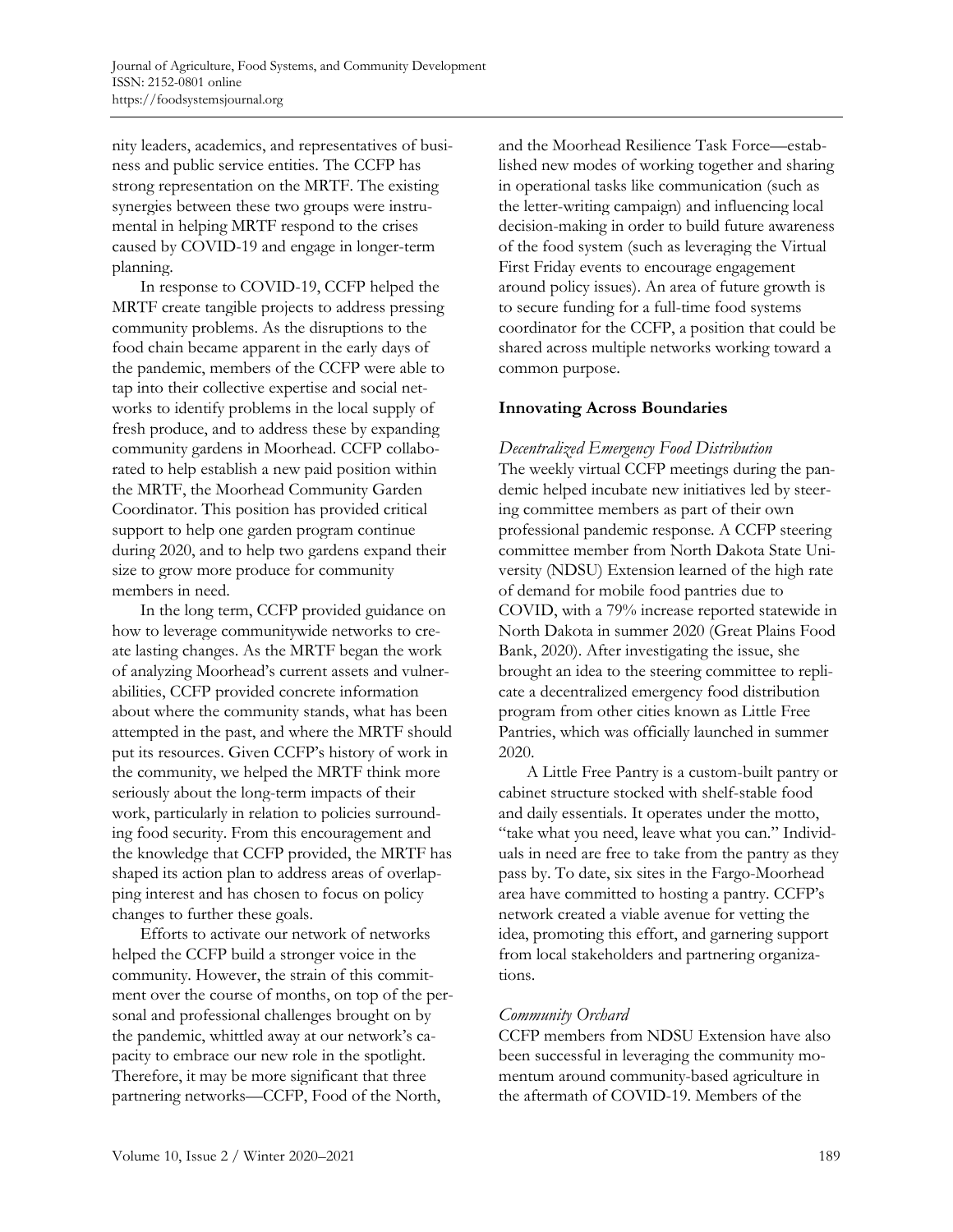nity leaders, academics, and representatives of business and public service entities. The CCFP has strong representation on the MRTF. The existing synergies between these two groups were instrumental in helping MRTF respond to the crises caused by COVID-19 and engage in longer-term planning.

In response to COVID-19, CCFP helped the MRTF create tangible projects to address pressing community problems. As the disruptions to the food chain became apparent in the early days of the pandemic, members of the CCFP were able to tap into their collective expertise and social networks to identify problems in the local supply of fresh produce, and to address these by expanding community gardens in Moorhead. CCFP collaborated to help establish a new paid position within the MRTF, the Moorhead Community Garden Coordinator. This position has provided critical support to help one garden program continue during 2020, and to help two gardens expand their size to grow more produce for community members in need.

In the long term, CCFP provided guidance on how to leverage communitywide networks to create lasting changes. As the MRTF began the work of analyzing Moorhead's current assets and vulnerabilities, CCFP provided concrete information about where the community stands, what has been attempted in the past, and where the MRTF should put its resources. Given CCFP's history of work in the community, we helped the MRTF think more seriously about the long-term impacts of their work, particularly in relation to policies surrounding food security. From this encouragement and the knowledge that CCFP provided, the MRTF has shaped its action plan to address areas of overlapping interest and has chosen to focus on policy changes to further these goals.

Efforts to activate our network of networks helped the CCFP build a stronger voice in the community. However, the strain of this commitment over the course of months, on top of the personal and professional challenges brought on by the pandemic, whittled away at our network's capacity to embrace our new role in the spotlight. Therefore, it may be more significant that three partnering networks—CCFP, Food of the North, and the Moorhead Resilience Task Force—established new modes of working together and sharing in operational tasks like communication (such as the letter-writing campaign) and influencing local decision-making in order to build future awareness of the food system (such as leveraging the Virtual First Friday events to encourage engagement around policy issues). An area of future growth is to secure funding for a full-time food systems coordinator for the CCFP, a position that could be shared across multiple networks working toward a common purpose.

## Innovating Across Boundaries

### *Decentralized Emergency Food Distribution*

The weekly virtual CCFP meetings during the pandemic helped incubate new initiatives led by steering committee members as part of their own professional pandemic response. A CCFP steering committee member from North Dakota State University (NDSU) Extension learned of the high rate of demand for mobile food pantries due to COVID, with a 79% increase reported statewide in North Dakota in summer 2020 (Great Plains Food Bank, 2020). After investigating the issue, she brought an idea to the steering committee to replicate a decentralized emergency food distribution program from other cities known as Little Free Pantries, which was officially launched in summer 2020.

A Little Free Pantry is a custom-built pantry or cabinet structure stocked with shelf-stable food and daily essentials. It operates under the motto, "take what you need, leave what you can." Individuals in need are free to take from the pantry as they pass by. To date, six sites in the Fargo-Moorhead area have committed to hosting a pantry. CCFP's network created a viable avenue for vetting the idea, promoting this effort, and garnering support from local stakeholders and partnering organizations.

### *Community Orchard*

CCFP members from NDSU Extension have also been successful in leveraging the community momentum around community-based agriculture in the aftermath of COVID-19. Members of the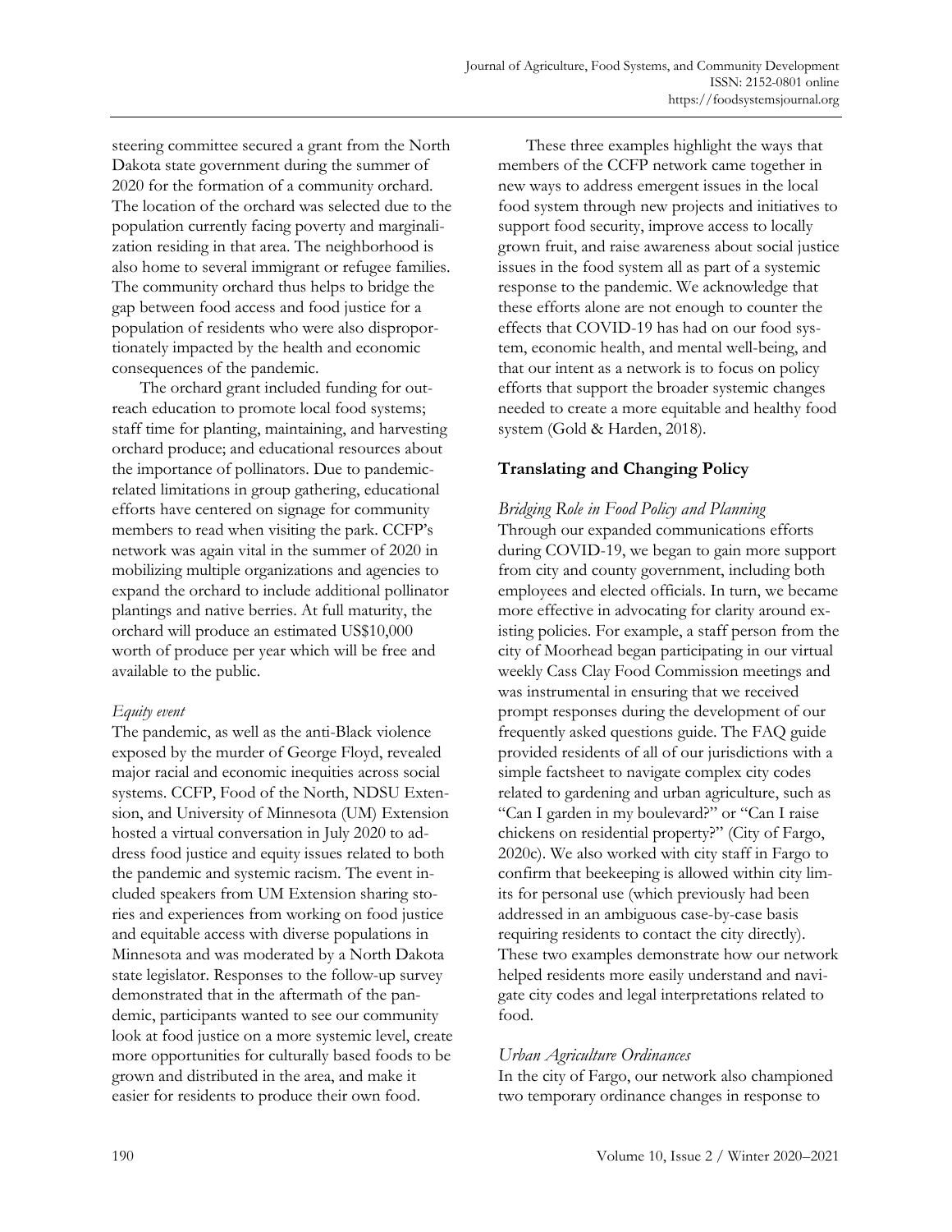steering committee secured a grant from the North Dakota state government during the summer of 2020 for the formation of a community orchard. The location of the orchard was selected due to the population currently facing poverty and marginalization residing in that area. The neighborhood is also home to several immigrant or refugee families. The community orchard thus helps to bridge the gap between food access and food justice for a population of residents who were also disproportionately impacted by the health and economic consequences of the pandemic.

The orchard grant included funding for outreach education to promote local food systems; staff time for planting, maintaining, and harvesting orchard produce; and educational resources about the importance of pollinators. Due to pandemic-related limitations in group gathering, educational efforts have centered on signage for community members to read when visiting the park. CCFP's network was again vital in the summer of 2020 in mobilizing multiple organizations and agencies to expand the orchard to include additional pollinator plantings and native berries. At full maturity, the orchard will produce an estimated US$10,000 worth of produce per year which will be free and available to the public.

*Equity event*

The pandemic, as well as the anti-Black violence exposed by the murder of George Floyd, revealed major racial and economic inequities across social systems. CCFP, Food of the North, NDSU Extension, and University of Minnesota (UM) Extension hosted a virtual conversation in July 2020 to address food justice and equity issues related to both the pandemic and systemic racism. The event included speakers from UM Extension sharing stories and experiences from working on food justice and equitable access with diverse populations in Minnesota and was moderated by a North Dakota state legislator. Responses to the follow-up survey demonstrated that in the aftermath of the pandemic, participants wanted to see our community look at food justice on a more systemic level, create more opportunities for culturally based foods to be grown and distributed in the area, and make it easier for residents to produce their own food.

These three examples highlight the ways that members of the CCFP network came together in new ways to address emergent issues in the local food system through new projects and initiatives to support food security, improve access to locally grown fruit, and raise awareness about social justice issues in the food system all as part of a systemic response to the pandemic. We acknowledge that these efforts alone are not enough to counter the effects that COVID-19 has had on our food system, economic health, and mental well-being, and that our intent as a network is to focus on policy efforts that support the broader systemic changes needed to create a more equitable and healthy food system (Gold & Harden, 2018).

## Translating and Changing Policy

*Bridging Role in Food Policy and Planning*

Through our expanded communications efforts during COVID-19, we began to gain more support from city and county government, including both employees and elected officials. In turn, we became more effective in advocating for clarity around existing policies. For example, a staff person from the city of Moorhead began participating in our virtual weekly Cass Clay Food Commission meetings and was instrumental in ensuring that we received prompt responses during the development of our frequently asked questions guide. The FAQ guide provided residents of all of our jurisdictions with a simple factsheet to navigate complex city codes related to gardening and urban agriculture, such as "Can I garden in my boulevard?" or "Can I raise chickens on residential property?" (City of Fargo, 2020c). We also worked with city staff in Fargo to confirm that beekeeping is allowed within city limits for personal use (which previously had been addressed in an ambiguous case-by-case basis requiring residents to contact the city directly). These two examples demonstrate how our network helped residents more easily understand and navigate city codes and legal interpretations related to food.

*Urban Agriculture Ordinances*

In the city of Fargo, our network also championed two temporary ordinance changes in response to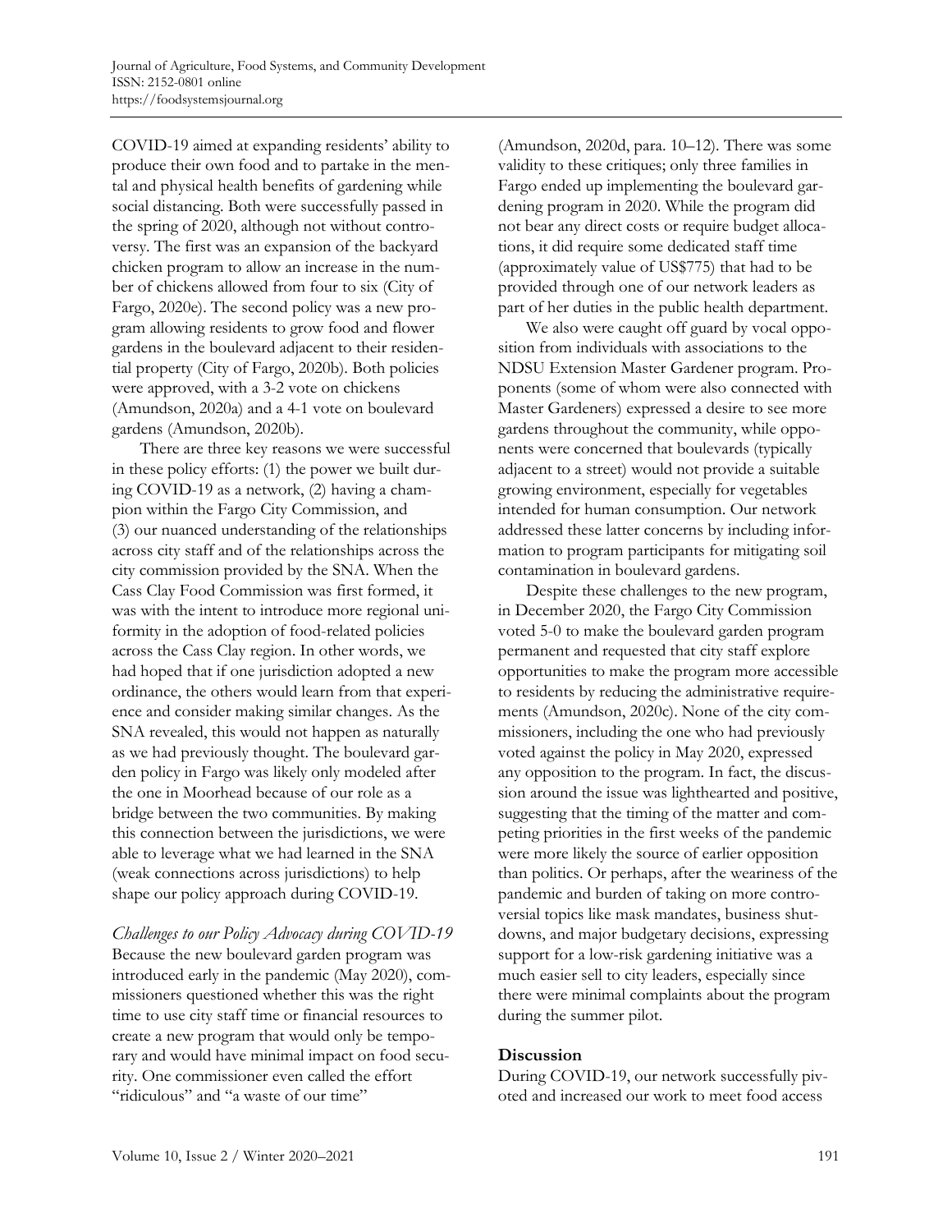COVID-19 aimed at expanding residents' ability to produce their own food and to partake in the mental and physical health benefits of gardening while social distancing. Both were successfully passed in the spring of 2020, although not without controversy. The first was an expansion of the backyard chicken program to allow an increase in the number of chickens allowed from four to six (City of Fargo, 2020e). The second policy was a new program allowing residents to grow food and flower gardens in the boulevard adjacent to their residential property (City of Fargo, 2020b). Both policies were approved, with a 3-2 vote on chickens (Amundson, 2020a) and a 4-1 vote on boulevard gardens (Amundson, 2020b).

There are three key reasons we were successful in these policy efforts: (1) the power we built during COVID-19 as a network, (2) having a champion within the Fargo City Commission, and (3) our nuanced understanding of the relationships across city staff and of the relationships across the city commission provided by the SNA. When the Cass Clay Food Commission was first formed, it was with the intent to introduce more regional uniformity in the adoption of food-related policies across the Cass Clay region. In other words, we had hoped that if one jurisdiction adopted a new ordinance, the others would learn from that experience and consider making similar changes. As the SNA revealed, this would not happen as naturally as we had previously thought. The boulevard garden policy in Fargo was likely only modeled after the one in Moorhead because of our role as a bridge between the two communities. By making this connection between the jurisdictions, we were able to leverage what we had learned in the SNA (weak connections across jurisdictions) to help shape our policy approach during COVID-19.

*Challenges to our Policy Advocacy during COVID-19*

Because the new boulevard garden program was introduced early in the pandemic (May 2020), commissioners questioned whether this was the right time to use city staff time or financial resources to create a new program that would only be temporary and would have minimal impact on food security. One commissioner even called the effort "ridiculous" and "a waste of our time" (Amundson, 2020d, para. 10–12). There was some validity to these critiques; only three families in Fargo ended up implementing the boulevard gardening program in 2020. While the program did not bear any direct costs or require budget allocations, it did require some dedicated staff time (approximately value of US$775) that had to be provided through one of our network leaders as part of her duties in the public health department.

We also were caught off guard by vocal opposition from individuals with associations to the NDSU Extension Master Gardener program. Proponents (some of whom were also connected with Master Gardeners) expressed a desire to see more gardens throughout the community, while opponents were concerned that boulevards (typically adjacent to a street) would not provide a suitable growing environment, especially for vegetables intended for human consumption. Our network addressed these latter concerns by including information to program participants for mitigating soil contamination in boulevard gardens.

Despite these challenges to the new program, in December 2020, the Fargo City Commission voted 5-0 to make the boulevard garden program permanent and requested that city staff explore opportunities to make the program more accessible to residents by reducing the administrative requirements (Amundson, 2020c). None of the city commissioners, including the one who had previously voted against the policy in May 2020, expressed any opposition to the program. In fact, the discussion around the issue was lighthearted and positive, suggesting that the timing of the matter and competing priorities in the first weeks of the pandemic were more likely the source of earlier opposition than politics. Or perhaps, after the weariness of the pandemic and burden of taking on more controversial topics like mask mandates, business shutdowns, and major budgetary decisions, expressing support for a low-risk gardening initiative was a much easier sell to city leaders, especially since there were minimal complaints about the program during the summer pilot.

## Discussion

During COVID-19, our network successfully pivoted and increased our work to meet food access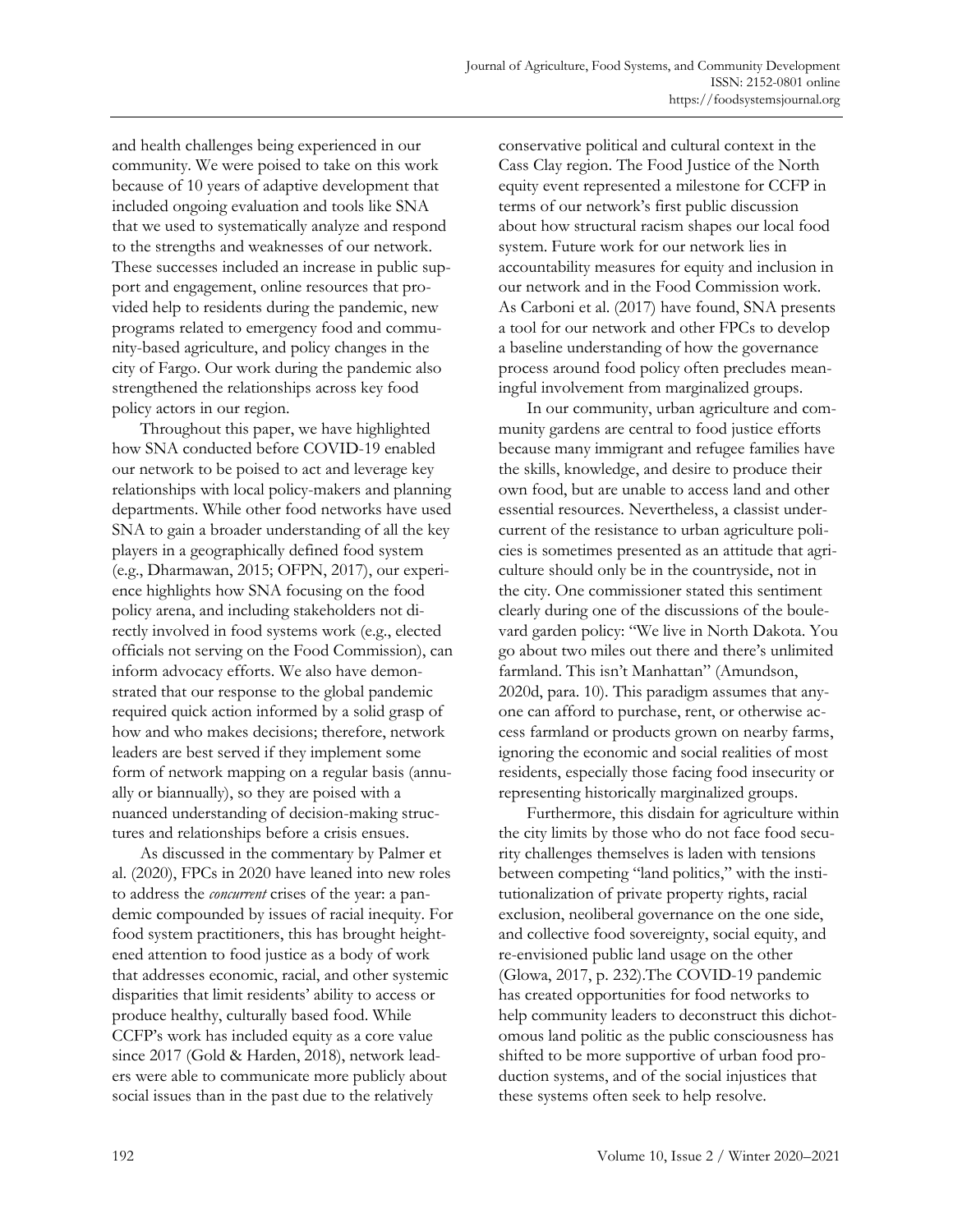and health challenges being experienced in our community. We were poised to take on this work because of 10 years of adaptive development that included ongoing evaluation and tools like SNA that we used to systematically analyze and respond to the strengths and weaknesses of our network. These successes included an increase in public support and engagement, online resources that provided help to residents during the pandemic, new programs related to emergency food and community-based agriculture, and policy changes in the city of Fargo. Our work during the pandemic also strengthened the relationships across key food policy actors in our region.

Throughout this paper, we have highlighted how SNA conducted before COVID-19 enabled our network to be poised to act and leverage key relationships with local policy-makers and planning departments. While other food networks have used SNA to gain a broader understanding of all the key players in a geographically defined food system (e.g., Dharmawan, 2015; OFPN, 2017), our experience highlights how SNA focusing on the food policy arena, and including stakeholders not directly involved in food systems work (e.g., elected officials not serving on the Food Commission), can inform advocacy efforts. We also have demonstrated that our response to the global pandemic required quick action informed by a solid grasp of how and who makes decisions; therefore, network leaders are best served if they implement some form of network mapping on a regular basis (annually or biannually), so they are poised with a nuanced understanding of decision-making structures and relationships before a crisis ensues.

As discussed in the commentary by Palmer et al. (2020), FPCs in 2020 have leaned into new roles to address the *concurrent* crises of the year: a pandemic compounded by issues of racial inequity. For food system practitioners, this has brought heightened attention to food justice as a body of work that addresses economic, racial, and other systemic disparities that limit residents' ability to access or produce healthy, culturally based food. While CCFP's work has included equity as a core value since 2017 (Gold & Harden, 2018), network leaders were able to communicate more publicly about social issues than in the past due to the relatively conservative political and cultural context in the Cass Clay region. The Food Justice of the North equity event represented a milestone for CCFP in terms of our network's first public discussion about how structural racism shapes our local food system. Future work for our network lies in accountability measures for equity and inclusion in our network and in the Food Commission work. As Carboni et al. (2017) have found, SNA presents a tool for our network and other FPCs to develop a baseline understanding of how the governance process around food policy often precludes meaningful involvement from marginalized groups.

In our community, urban agriculture and community gardens are central to food justice efforts because many immigrant and refugee families have the skills, knowledge, and desire to produce their own food, but are unable to access land and other essential resources. Nevertheless, a classist undercurrent of the resistance to urban agriculture policies is sometimes presented as an attitude that agriculture should only be in the countryside, not in the city. One commissioner stated this sentiment clearly during one of the discussions of the boulevard garden policy: "We live in North Dakota. You go about two miles out there and there's unlimited farmland. This isn't Manhattan" (Amundson, 2020d, para. 10). This paradigm assumes that anyone can afford to purchase, rent, or otherwise access farmland or products grown on nearby farms, ignoring the economic and social realities of most residents, especially those facing food insecurity or representing historically marginalized groups.

Furthermore, this disdain for agriculture within the city limits by those who do not face food security challenges themselves is laden with tensions between competing "land politics," with the institutionalization of private property rights, racial exclusion, neoliberal governance on the one side, and collective food sovereignty, social equity, and re-envisioned public land usage on the other (Glowa, 2017, p. 232).The COVID-19 pandemic has created opportunities for food networks to help community leaders to deconstruct this dichotomous land politic as the public consciousness has shifted to be more supportive of urban food production systems, and of the social injustices that these systems often seek to help resolve.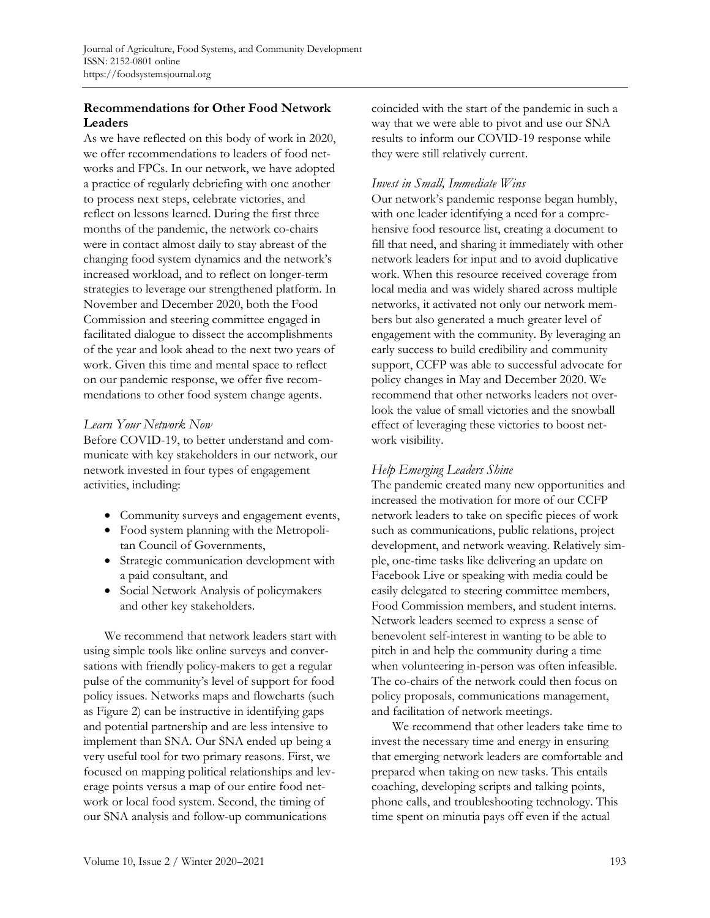## Recommendations for Other Food Network Leaders

As we have reflected on this body of work in 2020, we offer recommendations to leaders of food networks and FPCs. In our network, we have adopted a practice of regularly debriefing with one another to process next steps, celebrate victories, and reflect on lessons learned. During the first three months of the pandemic, the network co-chairs were in contact almost daily to stay abreast of the changing food system dynamics and the network's increased workload, and to reflect on longer-term strategies to leverage our strengthened platform. In November and December 2020, both the Food Commission and steering committee engaged in facilitated dialogue to dissect the accomplishments of the year and look ahead to the next two years of work. Given this time and mental space to reflect on our pandemic response, we offer five recommendations to other food system change agents.

### *Learn Your Network Now*

Before COVID-19, to better understand and communicate with key stakeholders in our network, our network invested in four types of engagement activities, including:

- Community surveys and engagement events,
- Food system planning with the Metropolitan Council of Governments,
- Strategic communication development with a paid consultant, and
- Social Network Analysis of policymakers and other key stakeholders.

We recommend that network leaders start with using simple tools like online surveys and conversations with friendly policy-makers to get a regular pulse of the community's level of support for food policy issues. Networks maps and flowcharts (such as Figure 2) can be instructive in identifying gaps and potential partnership and are less intensive to implement than SNA. Our SNA ended up being a very useful tool for two primary reasons. First, we focused on mapping political relationships and leverage points versus a map of our entire food network or local food system. Second, the timing of our SNA analysis and follow-up communications coincided with the start of the pandemic in such a way that we were able to pivot and use our SNA results to inform our COVID-19 response while they were still relatively current.

### *Invest in Small, Immediate Wins*

Our network's pandemic response began humbly, with one leader identifying a need for a comprehensive food resource list, creating a document to fill that need, and sharing it immediately with other network leaders for input and to avoid duplicative work. When this resource received coverage from local media and was widely shared across multiple networks, it activated not only our network members but also generated a much greater level of engagement with the community. By leveraging an early success to build credibility and community support, CCFP was able to successful advocate for policy changes in May and December 2020. We recommend that other networks leaders not overlook the value of small victories and the snowball effect of leveraging these victories to boost network visibility.

### *Help Emerging Leaders Shine*

The pandemic created many new opportunities and increased the motivation for more of our CCFP network leaders to take on specific pieces of work such as communications, public relations, project development, and network weaving. Relatively simple, one-time tasks like delivering an update on Facebook Live or speaking with media could be easily delegated to steering committee members, Food Commission members, and student interns. Network leaders seemed to express a sense of benevolent self-interest in wanting to be able to pitch in and help the community during a time when volunteering in-person was often infeasible. The co-chairs of the network could then focus on policy proposals, communications management, and facilitation of network meetings.

We recommend that other leaders take time to invest the necessary time and energy in ensuring that emerging network leaders are comfortable and prepared when taking on new tasks. This entails coaching, developing scripts and talking points, phone calls, and troubleshooting technology. This time spent on minutia pays off even if the actual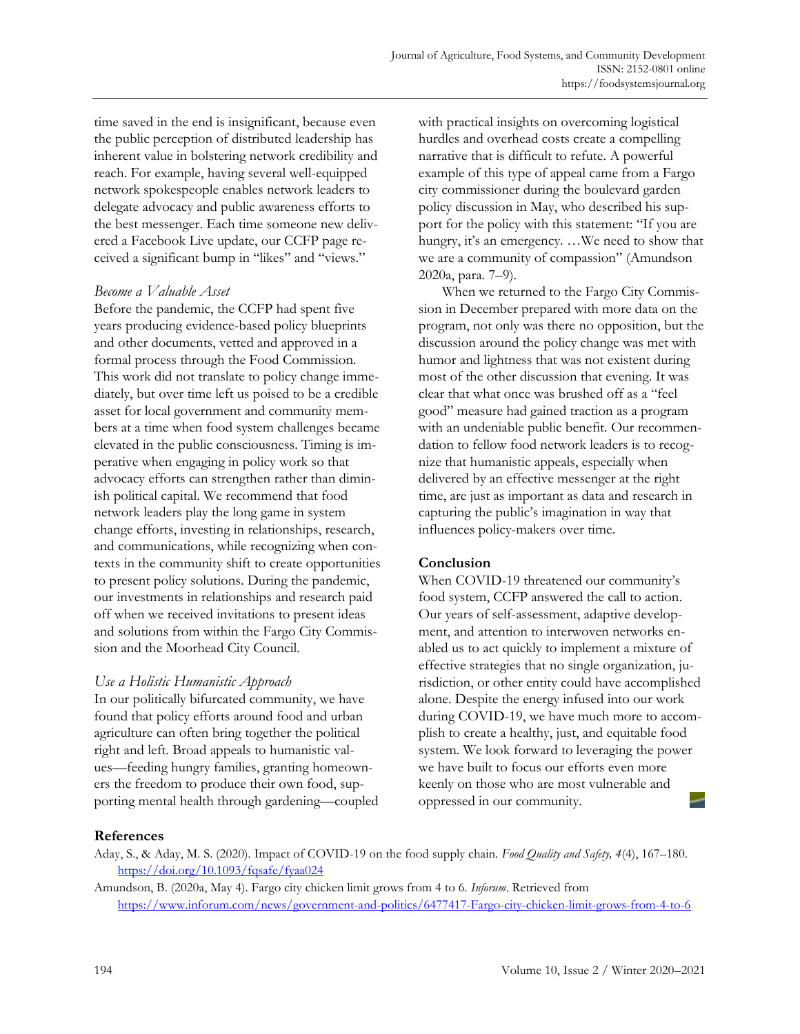time saved in the end is insignificant, because even the public perception of distributed leadership has inherent value in bolstering network credibility and reach. For example, having several well-equipped network spokespeople enables network leaders to delegate advocacy and public awareness efforts to the best messenger. Each time someone new delivered a Facebook Live update, our CCFP page received a significant bump in "likes" and "views."

### *Become a Valuable Asset*

Before the pandemic, the CCFP had spent five years producing evidence-based policy blueprints and other documents, vetted and approved in a formal process through the Food Commission. This work did not translate to policy change immediately, but over time left us poised to be a credible asset for local government and community members at a time when food system challenges became elevated in the public consciousness. Timing is imperative when engaging in policy work so that advocacy efforts can strengthen rather than diminish political capital. We recommend that food network leaders play the long game in system change efforts, investing in relationships, research, and communications, while recognizing when contexts in the community shift to create opportunities to present policy solutions. During the pandemic, our investments in relationships and research paid off when we received invitations to present ideas and solutions from within the Fargo City Commission and the Moorhead City Council.

### *Use a Holistic Humanistic Approach*

In our politically bifurcated community, we have found that policy efforts around food and urban agriculture can often bring together the political right and left. Broad appeals to humanistic values—feeding hungry families, granting homeowners the freedom to produce their own food, supporting mental health through gardening—coupled with practical insights on overcoming logistical hurdles and overhead costs create a compelling narrative that is difficult to refute. A powerful example of this type of appeal came from a Fargo city commissioner during the boulevard garden policy discussion in May, who described his support for the policy with this statement: "If you are hungry, it's an emergency. …We need to show that we are a community of compassion" (Amundson 2020a, para. 7–9).

When we returned to the Fargo City Commission in December prepared with more data on the program, not only was there no opposition, but the discussion around the policy change was met with humor and lightness that was not existent during most of the other discussion that evening. It was clear that what once was brushed off as a "feel good" measure had gained traction as a program with an undeniable public benefit. Our recommendation to fellow food network leaders is to recognize that humanistic appeals, especially when delivered by an effective messenger at the right time, are just as important as data and research in capturing the public's imagination in way that influences policy-makers over time.

## Conclusion

When COVID-19 threatened our community's food system, CCFP answered the call to action. Our years of self-assessment, adaptive development, and attention to interwoven networks enabled us to act quickly to implement a mixture of effective strategies that no single organization, jurisdiction, or other entity could have accomplished alone. Despite the energy infused into our work during COVID-19, we have much more to accomplish to create a healthy, just, and equitable food system. We look forward to leveraging the power we have built to focus our efforts even more keenly on those who are most vulnerable and oppressed in our community.

## References

Aday, S., & Aday, M. S. (2020). Impact of COVID-19 on the food supply chain. *Food Quality and Safety, 4*(4), 167–180. https://doi.org/10.1093/fqsafe/fyaa024

Amundson, B. (2020a, May 4). Fargo city chicken limit grows from 4 to 6. *Inforum*. Retrieved from https://www.inforum.com/news/government-and-politics/6477417-Fargo-city-chicken-limit-grows-from-4-to-6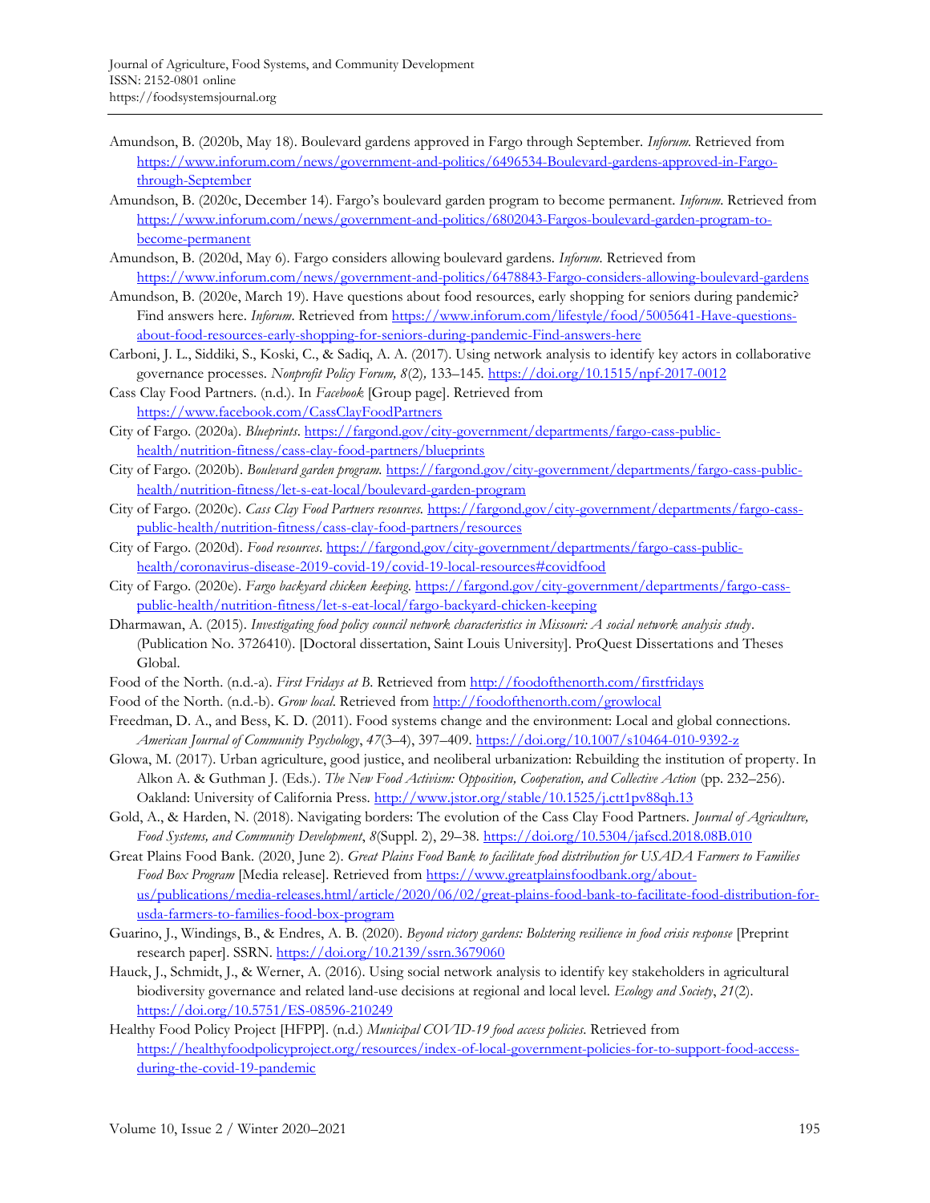Amundson, B. (2020b, May 18). Boulevard gardens approved in Fargo through September. *Inforum*. Retrieved from https://www.inforum.com/news/government-and-politics/6496534-Boulevard-gardens-approved-in-Fargo-through-September

Amundson, B. (2020c, December 14). Fargo's boulevard garden program to become permanent. *Inforum*. Retrieved from https://www.inforum.com/news/government-and-politics/6802043-Fargos-boulevard-garden-program-to-become-permanent

Amundson, B. (2020d, May 6). Fargo considers allowing boulevard gardens. *Inforum*. Retrieved from https://www.inforum.com/news/government-and-politics/6478843-Fargo-considers-allowing-boulevard-gardens

Amundson, B. (2020e, March 19). Have questions about food resources, early shopping for seniors during pandemic? Find answers here. *Inforum*. Retrieved from https://www.inforum.com/lifestyle/food/5005641-Have-questions-about-food-resources-early-shopping-for-seniors-during-pandemic-Find-answers-here

Carboni, J. L., Siddiki, S., Koski, C., & Sadiq, A. A. (2017). Using network analysis to identify key actors in collaborative governance processes. *Nonprofit Policy Forum, 8*(2), 133–145. https://doi.org/10.1515/npf-2017-0012

Cass Clay Food Partners. (n.d.). In *Facebook* [Group page]. Retrieved from https://www.facebook.com/CassClayFoodPartners

City of Fargo. (2020a). *Blueprints*. https://fargond.gov/city-government/departments/fargo-cass-public-health/nutrition-fitness/cass-clay-food-partners/blueprints

City of Fargo. (2020b). *Boulevard garden program.* https://fargond.gov/city-government/departments/fargo-cass-public-health/nutrition-fitness/let-s-eat-local/boulevard-garden-program

City of Fargo. (2020c). *Cass Clay Food Partners resources.* https://fargond.gov/city-government/departments/fargo-cass-public-health/nutrition-fitness/cass-clay-food-partners/resources

City of Fargo. (2020d). *Food resources*. https://fargond.gov/city-government/departments/fargo-cass-public-health/coronavirus-disease-2019-covid-19/covid-19-local-resources#covidfood

City of Fargo. (2020e). *Fargo backyard chicken keeping.* https://fargond.gov/city-government/departments/fargo-cass-public-health/nutrition-fitness/let-s-eat-local/fargo-backyard-chicken-keeping

Dharmawan, A. (2015). *Investigating food policy council network characteristics in Missouri: A social network analysis study*. (Publication No. 3726410). [Doctoral dissertation, Saint Louis University]. ProQuest Dissertations and Theses Global.

Food of the North. (n.d.-a). *First Fridays at B.* Retrieved from http://foodofthenorth.com/firstfridays

Food of the North. (n.d.-b). *Grow local*. Retrieved from http://foodofthenorth.com/growlocal

Freedman, D. A., and Bess, K. D. (2011). Food systems change and the environment: Local and global connections. *American Journal of Community Psychology*, *47*(3–4), 397–409. https://doi.org/10.1007/s10464-010-9392-z

Glowa, M. (2017). Urban agriculture, good justice, and neoliberal urbanization: Rebuilding the institution of property. In Alkon A. & Guthman J. (Eds.). *The New Food Activism: Opposition, Cooperation, and Collective Action* (pp. 232–256). Oakland: University of California Press. http://www.jstor.org/stable/10.1525/j.ctt1pv88qh.13

Gold, A., & Harden, N. (2018). Navigating borders: The evolution of the Cass Clay Food Partners. *Journal of Agriculture, Food Systems, and Community Development*, *8*(Suppl. 2), 29–38. https://doi.org/10.5304/jafscd.2018.08B.010

Great Plains Food Bank. (2020, June 2). *Great Plains Food Bank to facilitate food distribution for USADA Farmers to Families Food Box Program* [Media release]. Retrieved from https://www.greatplainsfoodbank.org/about-us/publications/media-releases.html/article/2020/06/02/great-plains-food-bank-to-facilitate-food-distribution-for-usda-farmers-to-families-food-box-program

Guarino, J., Windings, B., & Endres, A. B. (2020). *Beyond victory gardens: Bolstering resilience in food crisis response* [Preprint research paper]. SSRN. https://doi.org/10.2139/ssrn.3679060

Hauck, J., Schmidt, J., & Werner, A. (2016). Using social network analysis to identify key stakeholders in agricultural biodiversity governance and related land-use decisions at regional and local level. *Ecology and Society*, *21*(2). https://doi.org/10.5751/ES-08596-210249

Healthy Food Policy Project [HFPP]. (n.d.) *Municipal COVID-19 food access policies*. Retrieved from https://healthyfoodpolicyproject.org/resources/index-of-local-government-policies-for-to-support-food-access-during-the-covid-19-pandemic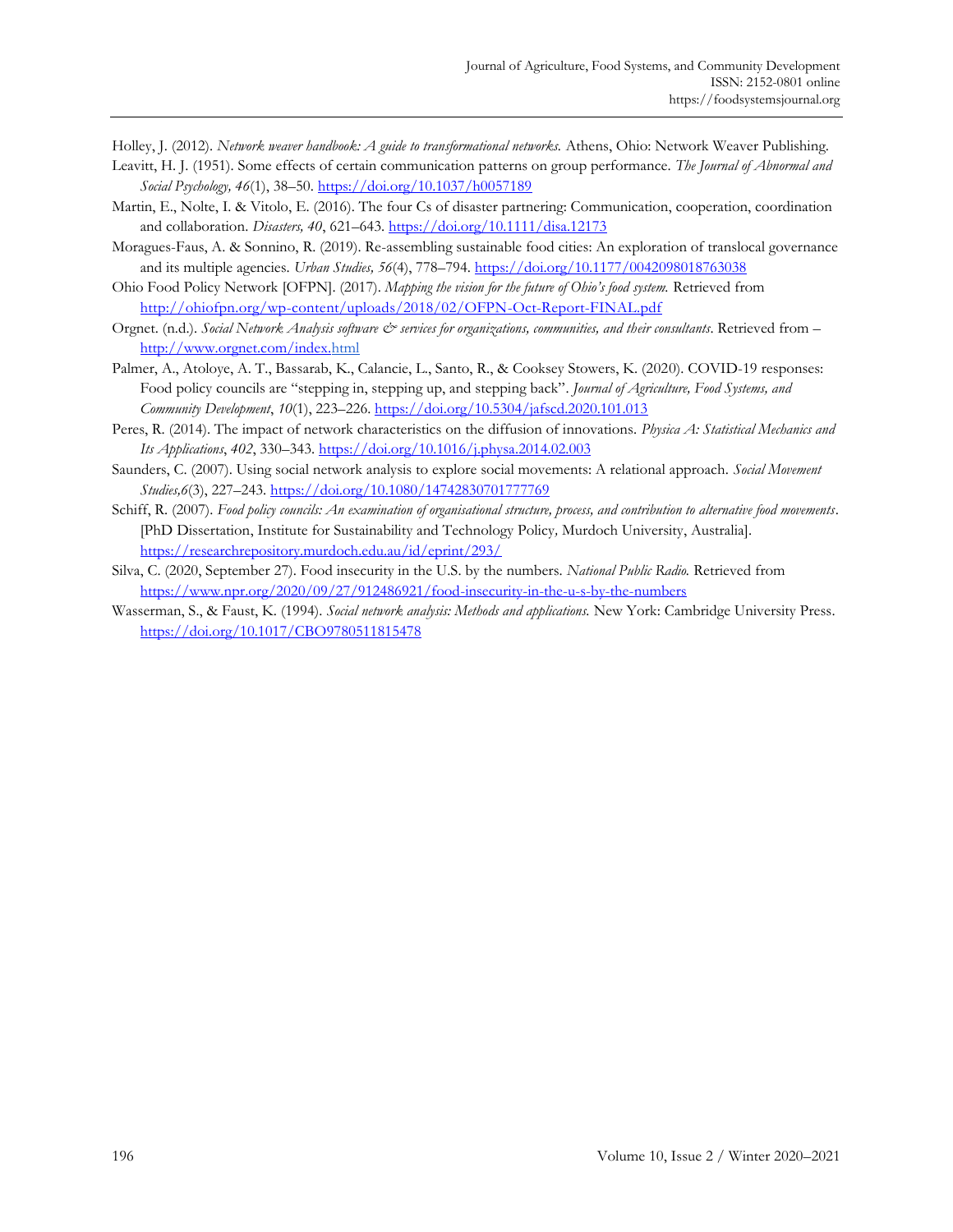Holley, J. (2012). *Network weaver handbook: A guide to transformational networks.* Athens, Ohio: Network Weaver Publishing.

Leavitt, H. J. (1951). Some effects of certain communication patterns on group performance. *The Journal of Abnormal and Social Psychology, 46*(1), 38–50. https://doi.org/10.1037/h0057189

Martin, E., Nolte, I. & Vitolo, E. (2016). The four Cs of disaster partnering: Communication, cooperation, coordination and collaboration. *Disasters, 40*, 621–643. https://doi.org/10.1111/disa.12173

Moragues-Faus, A. & Sonnino, R. (2019). Re-assembling sustainable food cities: An exploration of translocal governance and its multiple agencies. *Urban Studies, 56*(4), 778–794. https://doi.org/10.1177/0042098018763038

Ohio Food Policy Network [OFPN]. (2017). *Mapping the vision for the future of Ohio's food system.* Retrieved from http://ohiofpn.org/wp-content/uploads/2018/02/OFPN-Oct-Report-FINAL.pdf

Orgnet. (n.d.). *Social Network Analysis software & services for organizations, communities, and their consultants*. Retrieved from – http://www.orgnet.com/index.html

Palmer, A., Atoloye, A. T., Bassarab, K., Calancie, L., Santo, R., & Cooksey Stowers, K. (2020). COVID-19 responses: Food policy councils are "stepping in, stepping up, and stepping back". *Journal of Agriculture, Food Systems, and Community Development*, *10*(1), 223–226. https://doi.org/10.5304/jafscd.2020.101.013

Peres, R. (2014). The impact of network characteristics on the diffusion of innovations. *Physica A: Statistical Mechanics and Its Applications*, *402*, 330–343. https://doi.org/10.1016/j.physa.2014.02.003

Saunders, C. (2007). Using social network analysis to explore social movements: A relational approach. *Social Movement Studies,6*(3), 227–243. https://doi.org/10.1080/14742830701777769

Schiff, R. (2007). *Food policy councils: An examination of organisational structure, process, and contribution to alternative food movements*. [PhD Dissertation, Institute for Sustainability and Technology Policy*,* Murdoch University, Australia]. https://researchrepository.murdoch.edu.au/id/eprint/293/

Silva, C. (2020, September 27). Food insecurity in the U.S. by the numbers. *National Public Radio.* Retrieved from https://www.npr.org/2020/09/27/912486921/food-insecurity-in-the-u-s-by-the-numbers

Wasserman, S., & Faust, K. (1994). *Social network analysis: Methods and applications.* New York: Cambridge University Press. https://doi.org/10.1017/CBO9780511815478